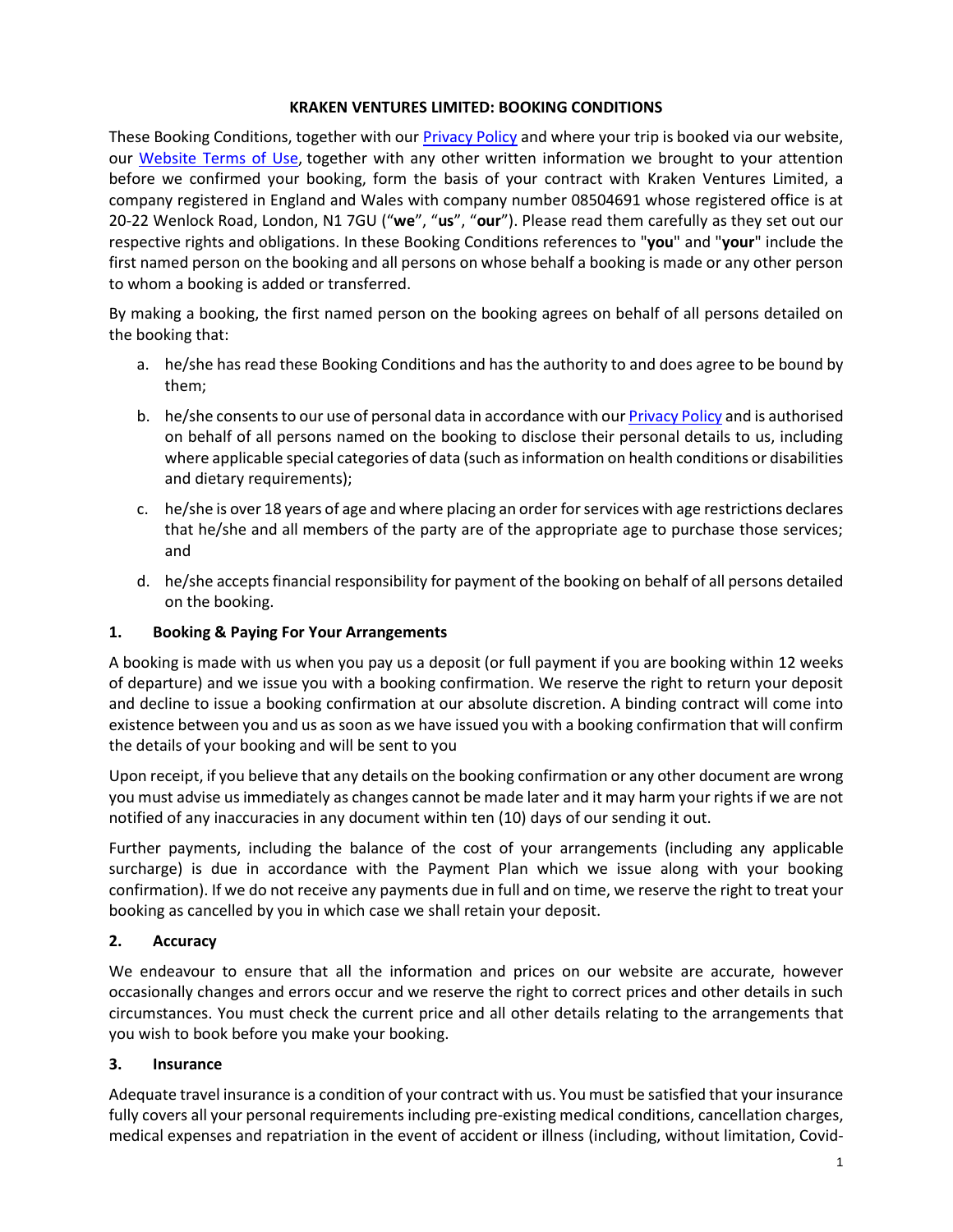# KRAKEN VENTURES LIMITED: BOOKING CONDITIONS

These Booking Conditions, together with our [Privacy Policy] and where your trip is booked via our website, our [Website Terms of Use], together with any other written information we brought to your attention before we confirmed your booking, form the basis of your contract with Kraken Ventures Limited, a company registered in England and Wales with company number 08504691 whose registered office is at 20-22 Wenlock Road, London, N1 7GU ("**we**", "**us**", "**our**"). Please read them carefully as they set out our respective rights and obligations. In these Booking Conditions references to "**you**" and "**your**" include the first named person on the booking and all persons on whose behalf a booking is made or any other person to whom a booking is added or transferred.

By making a booking, the first named person on the booking agrees on behalf of all persons detailed on the booking that:

a. he/she has read these Booking Conditions and has the authority to and does agree to be bound by them;

b. he/she consents to our use of personal data in accordance with our [Privacy Policy] and is authorised on behalf of all persons named on the booking to disclose their personal details to us, including where applicable special categories of data (such as information on health conditions or disabilities and dietary requirements);

c. he/she is over 18 years of age and where placing an order for services with age restrictions declares that he/she and all members of the party are of the appropriate age to purchase those services; and

d. he/she accepts financial responsibility for payment of the booking on behalf of all persons detailed on the booking.

## 1. Booking & Paying For Your Arrangements

A booking is made with us when you pay us a deposit (or full payment if you are booking within 12 weeks of departure) and we issue you with a booking confirmation. We reserve the right to return your deposit and decline to issue a booking confirmation at our absolute discretion. A binding contract will come into existence between you and us as soon as we have issued you with a booking confirmation that will confirm the details of your booking and will be sent to you

Upon receipt, if you believe that any details on the booking confirmation or any other document are wrong you must advise us immediately as changes cannot be made later and it may harm your rights if we are not notified of any inaccuracies in any document within ten (10) days of our sending it out.

Further payments, including the balance of the cost of your arrangements (including any applicable surcharge) is due in accordance with the Payment Plan which we issue along with your booking confirmation). If we do not receive any payments due in full and on time, we reserve the right to treat your booking as cancelled by you in which case we shall retain your deposit.

## 2. Accuracy

We endeavour to ensure that all the information and prices on our website are accurate, however occasionally changes and errors occur and we reserve the right to correct prices and other details in such circumstances. You must check the current price and all other details relating to the arrangements that you wish to book before you make your booking.

## 3. Insurance

Adequate travel insurance is a condition of your contract with us. You must be satisfied that your insurance fully covers all your personal requirements including pre-existing medical conditions, cancellation charges, medical expenses and repatriation in the event of accident or illness (including, without limitation, Covid-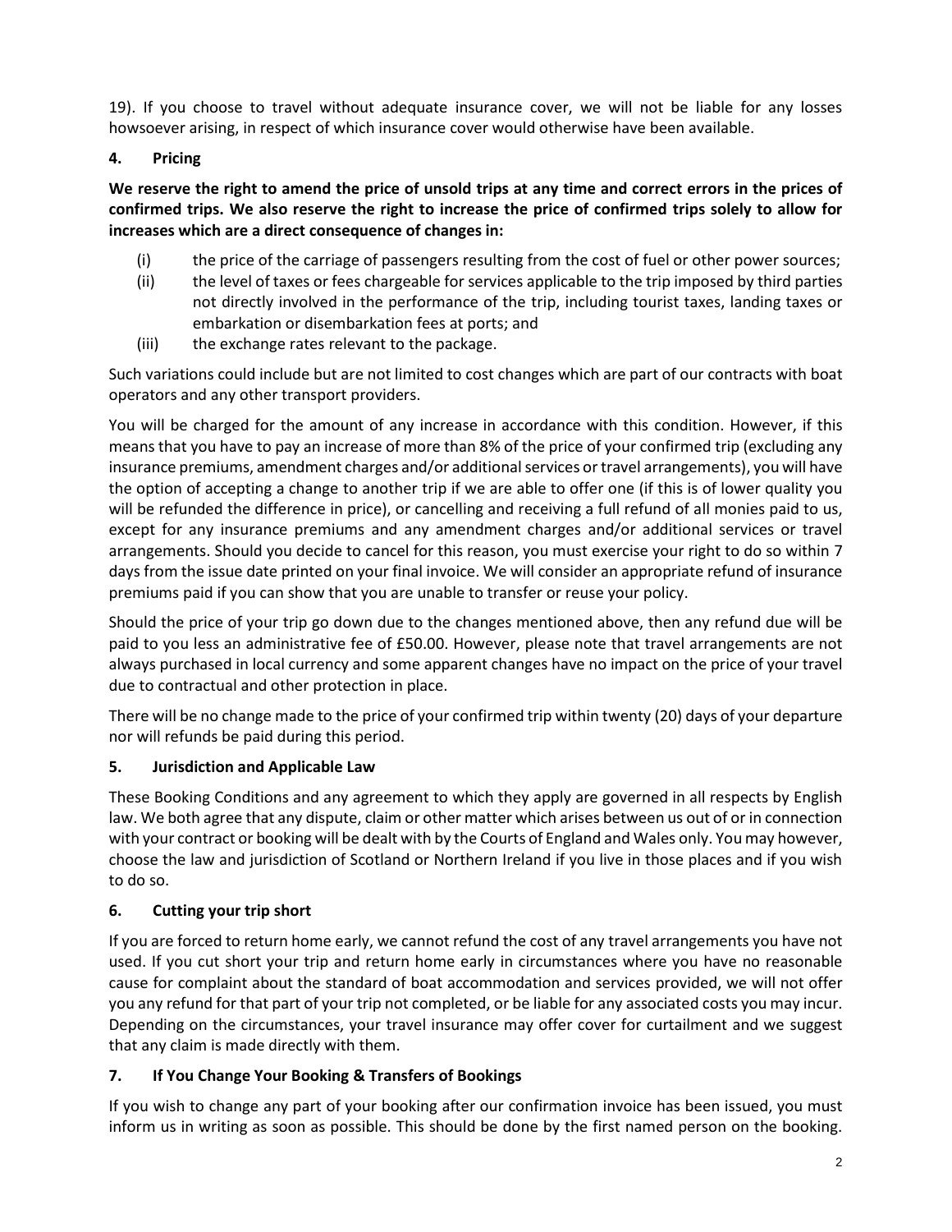19). If you choose to travel without adequate insurance cover, we will not be liable for any losses howsoever arising, in respect of which insurance cover would otherwise have been available.

## 4. Pricing

**We reserve the right to amend the price of unsold trips at any time and correct errors in the prices of confirmed trips. We also reserve the right to increase the price of confirmed trips solely to allow for increases which are a direct consequence of changes in:**

(i) the price of the carriage of passengers resulting from the cost of fuel or other power sources;

(ii) the level of taxes or fees chargeable for services applicable to the trip imposed by third parties not directly involved in the performance of the trip, including tourist taxes, landing taxes or embarkation or disembarkation fees at ports; and

(iii) the exchange rates relevant to the package.

Such variations could include but are not limited to cost changes which are part of our contracts with boat operators and any other transport providers.

You will be charged for the amount of any increase in accordance with this condition. However, if this means that you have to pay an increase of more than 8% of the price of your confirmed trip (excluding any insurance premiums, amendment charges and/or additional services or travel arrangements), you will have the option of accepting a change to another trip if we are able to offer one (if this is of lower quality you will be refunded the difference in price), or cancelling and receiving a full refund of all monies paid to us, except for any insurance premiums and any amendment charges and/or additional services or travel arrangements. Should you decide to cancel for this reason, you must exercise your right to do so within 7 days from the issue date printed on your final invoice. We will consider an appropriate refund of insurance premiums paid if you can show that you are unable to transfer or reuse your policy.

Should the price of your trip go down due to the changes mentioned above, then any refund due will be paid to you less an administrative fee of £50.00. However, please note that travel arrangements are not always purchased in local currency and some apparent changes have no impact on the price of your travel due to contractual and other protection in place.

There will be no change made to the price of your confirmed trip within twenty (20) days of your departure nor will refunds be paid during this period.

## 5. Jurisdiction and Applicable Law

These Booking Conditions and any agreement to which they apply are governed in all respects by English law. We both agree that any dispute, claim or other matter which arises between us out of or in connection with your contract or booking will be dealt with by the Courts of England and Wales only. You may however, choose the law and jurisdiction of Scotland or Northern Ireland if you live in those places and if you wish to do so.

## 6. Cutting your trip short

If you are forced to return home early, we cannot refund the cost of any travel arrangements you have not used. If you cut short your trip and return home early in circumstances where you have no reasonable cause for complaint about the standard of boat accommodation and services provided, we will not offer you any refund for that part of your trip not completed, or be liable for any associated costs you may incur. Depending on the circumstances, your travel insurance may offer cover for curtailment and we suggest that any claim is made directly with them.

## 7. If You Change Your Booking & Transfers of Bookings

If you wish to change any part of your booking after our confirmation invoice has been issued, you must inform us in writing as soon as possible. This should be done by the first named person on the booking.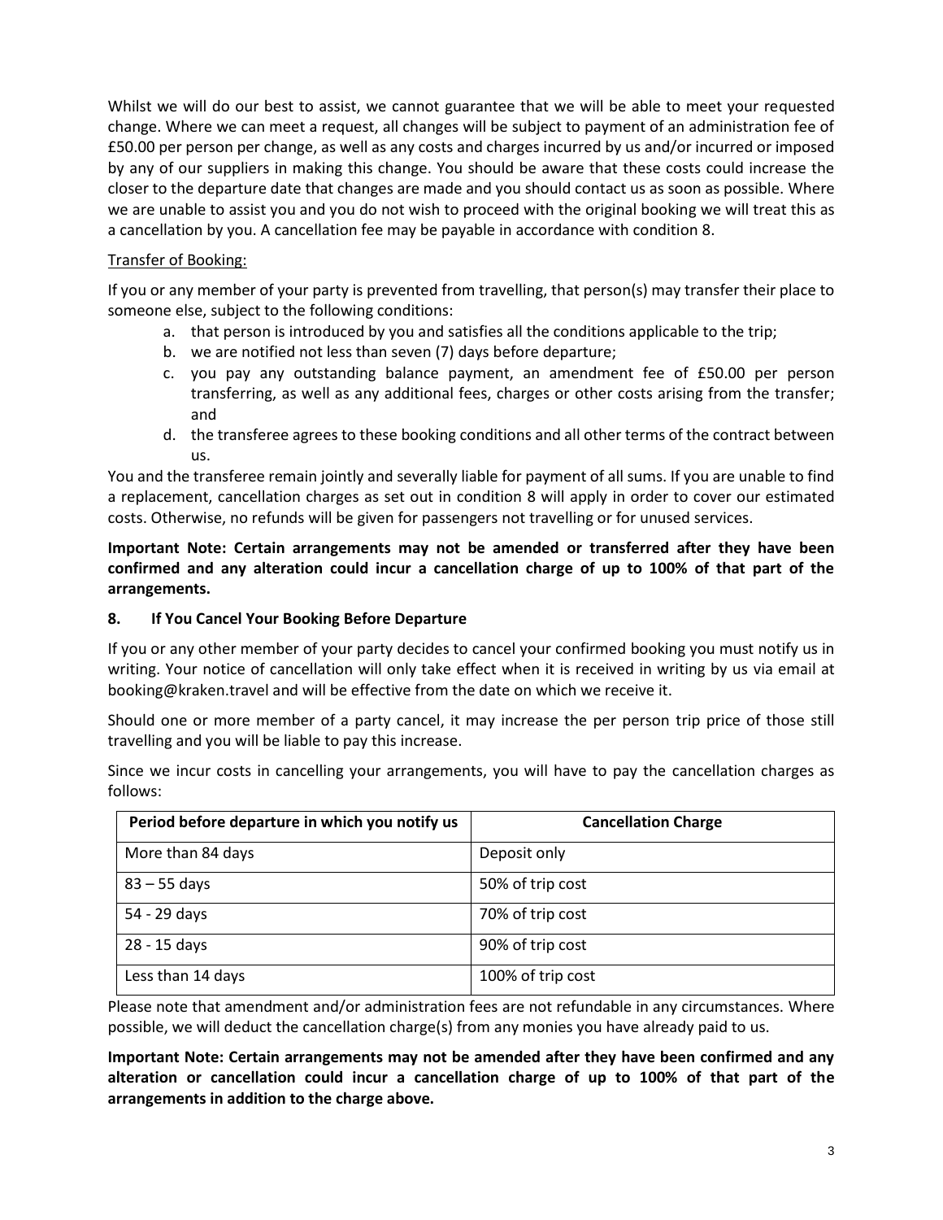Whilst we will do our best to assist, we cannot guarantee that we will be able to meet your requested change. Where we can meet a request, all changes will be subject to payment of an administration fee of £50.00 per person per change, as well as any costs and charges incurred by us and/or incurred or imposed by any of our suppliers in making this change. You should be aware that these costs could increase the closer to the departure date that changes are made and you should contact us as soon as possible. Where we are unable to assist you and you do not wish to proceed with the original booking we will treat this as a cancellation by you. A cancellation fee may be payable in accordance with condition 8.

Transfer of Booking:

If you or any member of your party is prevented from travelling, that person(s) may transfer their place to someone else, subject to the following conditions:

a. that person is introduced by you and satisfies all the conditions applicable to the trip;
b. we are notified not less than seven (7) days before departure;
c. you pay any outstanding balance payment, an amendment fee of £50.00 per person transferring, as well as any additional fees, charges or other costs arising from the transfer; and
d. the transferee agrees to these booking conditions and all other terms of the contract between us.

You and the transferee remain jointly and severally liable for payment of all sums. If you are unable to find a replacement, cancellation charges as set out in condition 8 will apply in order to cover our estimated costs. Otherwise, no refunds will be given for passengers not travelling or for unused services.

**Important Note: Certain arrangements may not be amended or transferred after they have been confirmed and any alteration could incur a cancellation charge of up to 100% of that part of the arrangements.**

## 8. If You Cancel Your Booking Before Departure

If you or any other member of your party decides to cancel your confirmed booking you must notify us in writing. Your notice of cancellation will only take effect when it is received in writing by us via email at booking@kraken.travel and will be effective from the date on which we receive it.

Should one or more member of a party cancel, it may increase the per person trip price of those still travelling and you will be liable to pay this increase.

Since we incur costs in cancelling your arrangements, you will have to pay the cancellation charges as follows:

| Period before departure in which you notify us | Cancellation Charge |
|---|---|
| More than 84 days | Deposit only |
| 83 – 55 days | 50% of trip cost |
| 54 - 29 days | 70% of trip cost |
| 28 - 15 days | 90% of trip cost |
| Less than 14 days | 100% of trip cost |

Please note that amendment and/or administration fees are not refundable in any circumstances. Where possible, we will deduct the cancellation charge(s) from any monies you have already paid to us.

**Important Note: Certain arrangements may not be amended after they have been confirmed and any alteration or cancellation could incur a cancellation charge of up to 100% of that part of the arrangements in addition to the charge above.**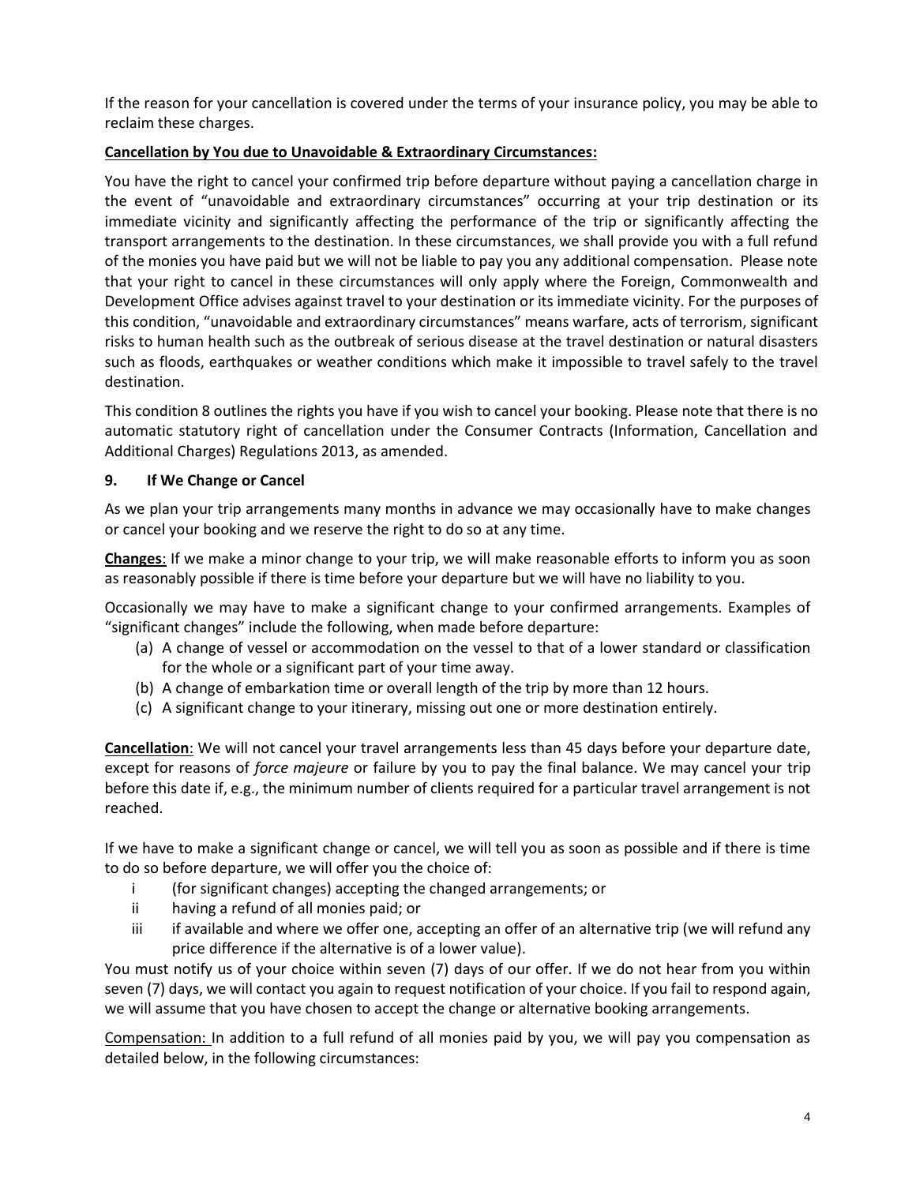If the reason for your cancellation is covered under the terms of your insurance policy, you may be able to reclaim these charges.

**Cancellation by You due to Unavoidable & Extraordinary Circumstances:**

You have the right to cancel your confirmed trip before departure without paying a cancellation charge in the event of "unavoidable and extraordinary circumstances" occurring at your trip destination or its immediate vicinity and significantly affecting the performance of the trip or significantly affecting the transport arrangements to the destination. In these circumstances, we shall provide you with a full refund of the monies you have paid but we will not be liable to pay you any additional compensation. Please note that your right to cancel in these circumstances will only apply where the Foreign, Commonwealth and Development Office advises against travel to your destination or its immediate vicinity. For the purposes of this condition, "unavoidable and extraordinary circumstances" means warfare, acts of terrorism, significant risks to human health such as the outbreak of serious disease at the travel destination or natural disasters such as floods, earthquakes or weather conditions which make it impossible to travel safely to the travel destination.

This condition 8 outlines the rights you have if you wish to cancel your booking. Please note that there is no automatic statutory right of cancellation under the Consumer Contracts (Information, Cancellation and Additional Charges) Regulations 2013, as amended.

## 9. If We Change or Cancel

As we plan your trip arrangements many months in advance we may occasionally have to make changes or cancel your booking and we reserve the right to do so at any time.

**Changes**: If we make a minor change to your trip, we will make reasonable efforts to inform you as soon as reasonably possible if there is time before your departure but we will have no liability to you.

Occasionally we may have to make a significant change to your confirmed arrangements. Examples of "significant changes" include the following, when made before departure:

(a) A change of vessel or accommodation on the vessel to that of a lower standard or classification for the whole or a significant part of your time away.
(b) A change of embarkation time or overall length of the trip by more than 12 hours.
(c) A significant change to your itinerary, missing out one or more destination entirely.

**Cancellation**: We will not cancel your travel arrangements less than 45 days before your departure date, except for reasons of *force majeure* or failure by you to pay the final balance. We may cancel your trip before this date if, e.g., the minimum number of clients required for a particular travel arrangement is not reached.

If we have to make a significant change or cancel, we will tell you as soon as possible and if there is time to do so before departure, we will offer you the choice of:

i (for significant changes) accepting the changed arrangements; or
ii having a refund of all monies paid; or
iii if available and where we offer one, accepting an offer of an alternative trip (we will refund any price difference if the alternative is of a lower value).

You must notify us of your choice within seven (7) days of our offer. If we do not hear from you within seven (7) days, we will contact you again to request notification of your choice. If you fail to respond again, we will assume that you have chosen to accept the change or alternative booking arrangements.

Compensation: In addition to a full refund of all monies paid by you, we will pay you compensation as detailed below, in the following circumstances: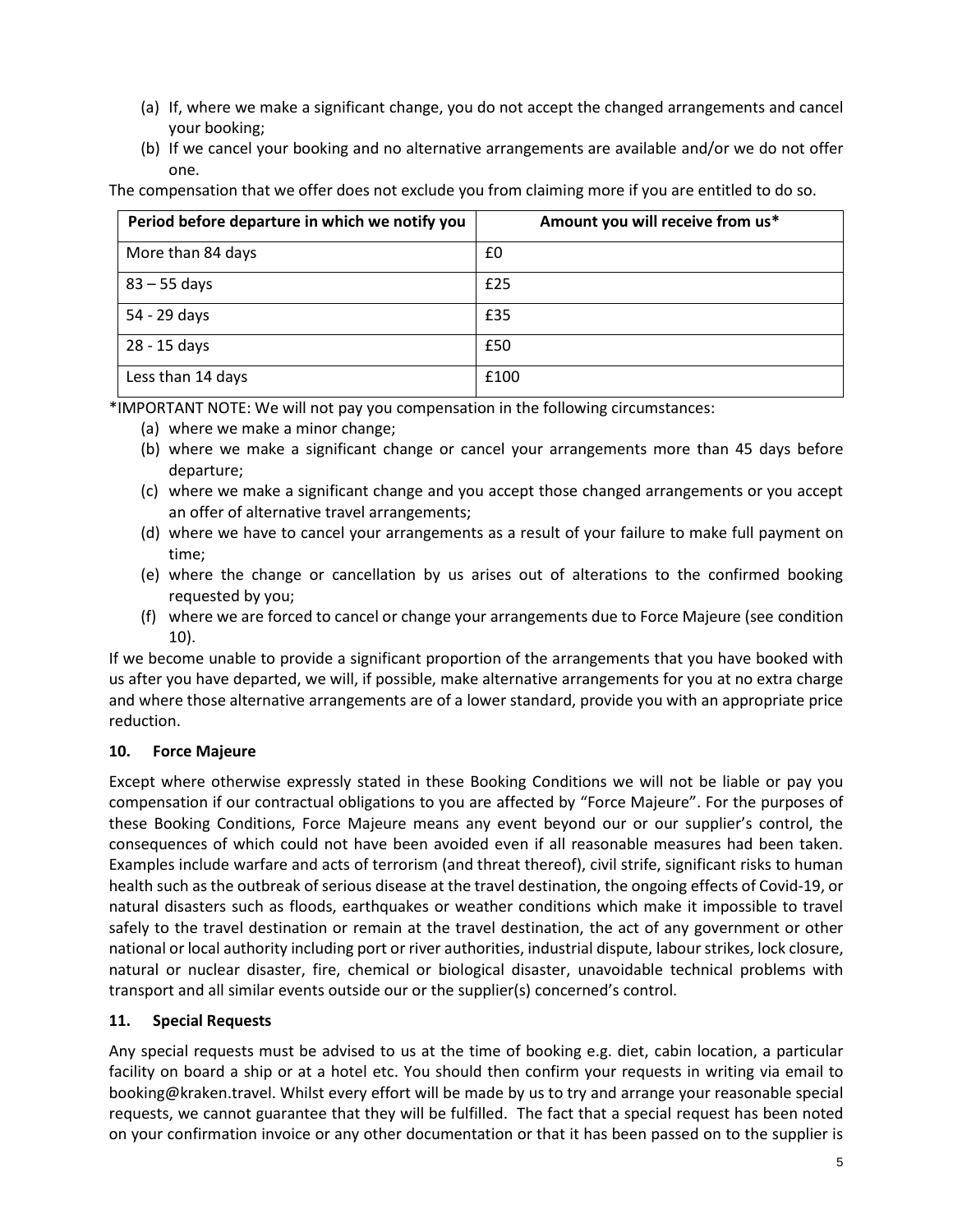(a) If, where we make a significant change, you do not accept the changed arrangements and cancel your booking;

(b) If we cancel your booking and no alternative arrangements are available and/or we do not offer one.

The compensation that we offer does not exclude you from claiming more if you are entitled to do so.

| Period before departure in which we notify you | Amount you will receive from us* |
| --- | --- |
| More than 84 days | £0 |
| 83 – 55 days | £25 |
| 54 - 29 days | £35 |
| 28 - 15 days | £50 |
| Less than 14 days | £100 |

*IMPORTANT NOTE: We will not pay you compensation in the following circumstances:

(a) where we make a minor change;

(b) where we make a significant change or cancel your arrangements more than 45 days before departure;

(c) where we make a significant change and you accept those changed arrangements or you accept an offer of alternative travel arrangements;

(d) where we have to cancel your arrangements as a result of your failure to make full payment on time;

(e) where the change or cancellation by us arises out of alterations to the confirmed booking requested by you;

(f) where we are forced to cancel or change your arrangements due to Force Majeure (see condition 10).

If we become unable to provide a significant proportion of the arrangements that you have booked with us after you have departed, we will, if possible, make alternative arrangements for you at no extra charge and where those alternative arrangements are of a lower standard, provide you with an appropriate price reduction.

## 10. Force Majeure

Except where otherwise expressly stated in these Booking Conditions we will not be liable or pay you compensation if our contractual obligations to you are affected by "Force Majeure". For the purposes of these Booking Conditions, Force Majeure means any event beyond our or our supplier's control, the consequences of which could not have been avoided even if all reasonable measures had been taken. Examples include warfare and acts of terrorism (and threat thereof), civil strife, significant risks to human health such as the outbreak of serious disease at the travel destination, the ongoing effects of Covid-19, or natural disasters such as floods, earthquakes or weather conditions which make it impossible to travel safely to the travel destination or remain at the travel destination, the act of any government or other national or local authority including port or river authorities, industrial dispute, labour strikes, lock closure, natural or nuclear disaster, fire, chemical or biological disaster, unavoidable technical problems with transport and all similar events outside our or the supplier(s) concerned's control.

## 11. Special Requests

Any special requests must be advised to us at the time of booking e.g. diet, cabin location, a particular facility on board a ship or at a hotel etc. You should then confirm your requests in writing via email to booking@kraken.travel. Whilst every effort will be made by us to try and arrange your reasonable special requests, we cannot guarantee that they will be fulfilled. The fact that a special request has been noted on your confirmation invoice or any other documentation or that it has been passed on to the supplier is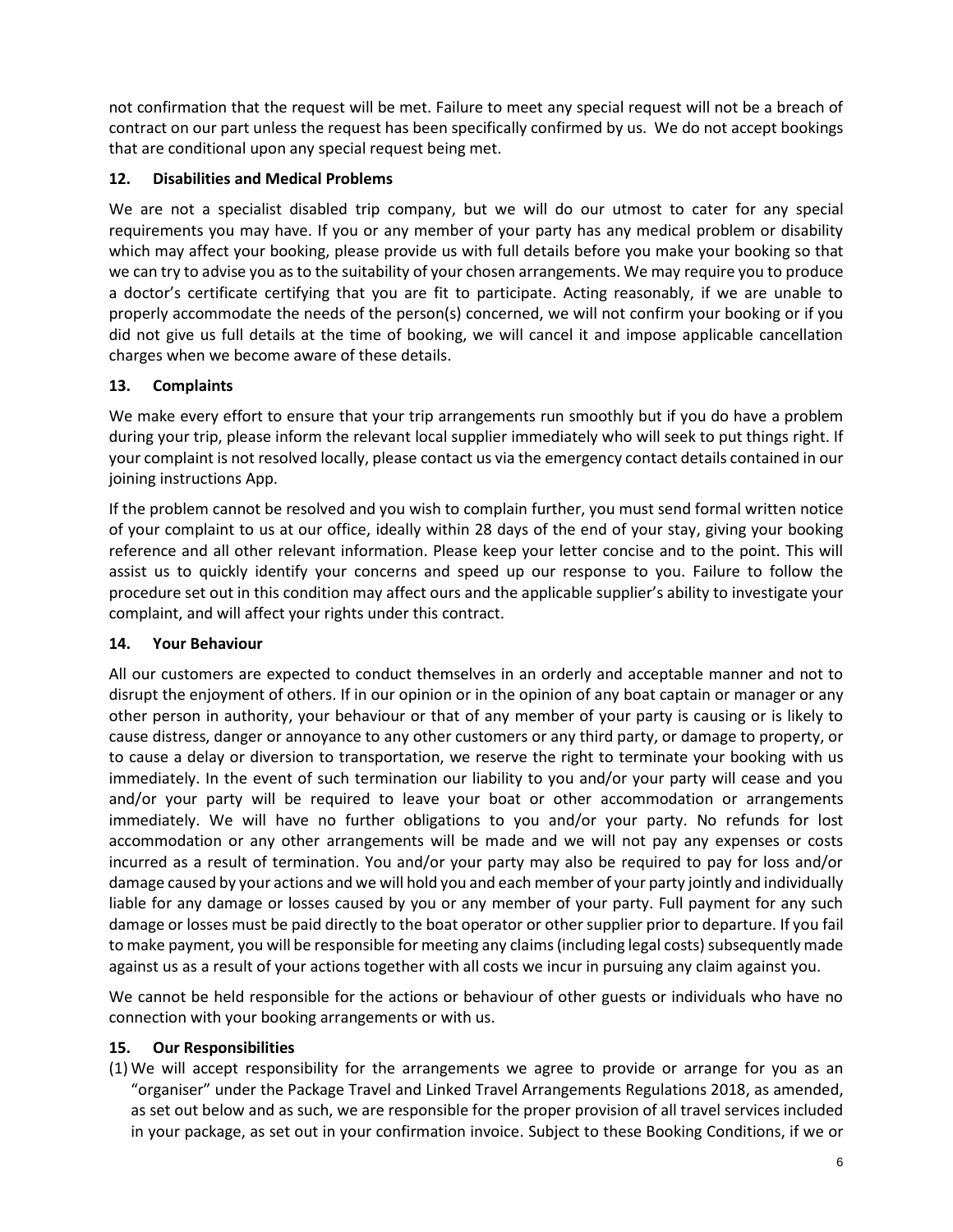not confirmation that the request will be met. Failure to meet any special request will not be a breach of contract on our part unless the request has been specifically confirmed by us. We do not accept bookings that are conditional upon any special request being met.

## 12. Disabilities and Medical Problems

We are not a specialist disabled trip company, but we will do our utmost to cater for any special requirements you may have. If you or any member of your party has any medical problem or disability which may affect your booking, please provide us with full details before you make your booking so that we can try to advise you as to the suitability of your chosen arrangements. We may require you to produce a doctor's certificate certifying that you are fit to participate. Acting reasonably, if we are unable to properly accommodate the needs of the person(s) concerned, we will not confirm your booking or if you did not give us full details at the time of booking, we will cancel it and impose applicable cancellation charges when we become aware of these details.

## 13. Complaints

We make every effort to ensure that your trip arrangements run smoothly but if you do have a problem during your trip, please inform the relevant local supplier immediately who will seek to put things right. If your complaint is not resolved locally, please contact us via the emergency contact details contained in our joining instructions App.

If the problem cannot be resolved and you wish to complain further, you must send formal written notice of your complaint to us at our office, ideally within 28 days of the end of your stay, giving your booking reference and all other relevant information. Please keep your letter concise and to the point. This will assist us to quickly identify your concerns and speed up our response to you. Failure to follow the procedure set out in this condition may affect ours and the applicable supplier's ability to investigate your complaint, and will affect your rights under this contract.

## 14. Your Behaviour

All our customers are expected to conduct themselves in an orderly and acceptable manner and not to disrupt the enjoyment of others. If in our opinion or in the opinion of any boat captain or manager or any other person in authority, your behaviour or that of any member of your party is causing or is likely to cause distress, danger or annoyance to any other customers or any third party, or damage to property, or to cause a delay or diversion to transportation, we reserve the right to terminate your booking with us immediately. In the event of such termination our liability to you and/or your party will cease and you and/or your party will be required to leave your boat or other accommodation or arrangements immediately. We will have no further obligations to you and/or your party. No refunds for lost accommodation or any other arrangements will be made and we will not pay any expenses or costs incurred as a result of termination. You and/or your party may also be required to pay for loss and/or damage caused by your actions and we will hold you and each member of your party jointly and individually liable for any damage or losses caused by you or any member of your party. Full payment for any such damage or losses must be paid directly to the boat operator or other supplier prior to departure. If you fail to make payment, you will be responsible for meeting any claims (including legal costs) subsequently made against us as a result of your actions together with all costs we incur in pursuing any claim against you.

We cannot be held responsible for the actions or behaviour of other guests or individuals who have no connection with your booking arrangements or with us.

## 15. Our Responsibilities

(1) We will accept responsibility for the arrangements we agree to provide or arrange for you as an "organiser" under the Package Travel and Linked Travel Arrangements Regulations 2018, as amended, as set out below and as such, we are responsible for the proper provision of all travel services included in your package, as set out in your confirmation invoice. Subject to these Booking Conditions, if we or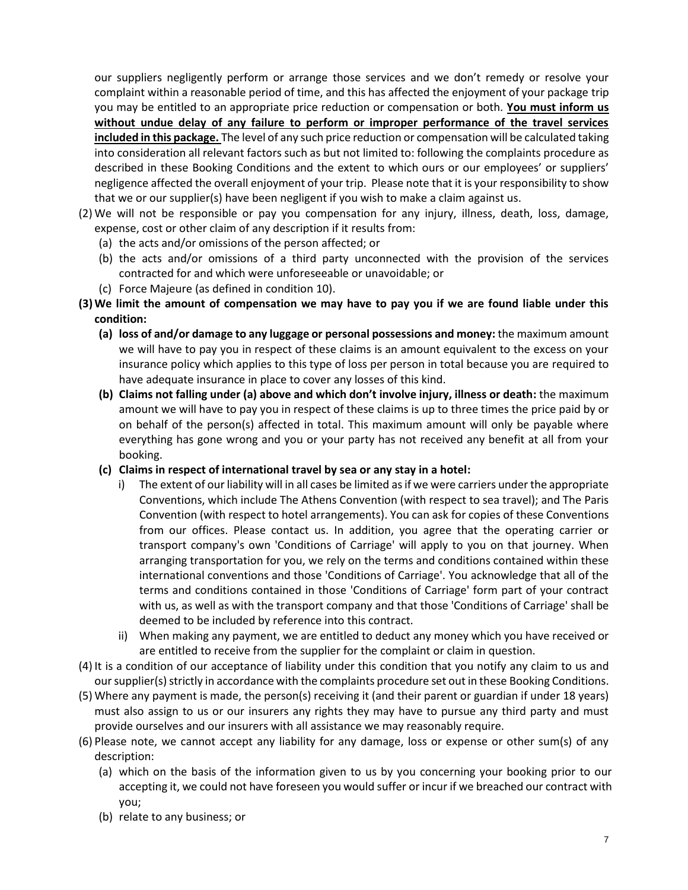our suppliers negligently perform or arrange those services and we don't remedy or resolve your complaint within a reasonable period of time, and this has affected the enjoyment of your package trip you may be entitled to an appropriate price reduction or compensation or both. **<u>You must inform us without undue delay of any failure to perform or improper performance of the travel services included in this package.</u>** The level of any such price reduction or compensation will be calculated taking into consideration all relevant factors such as but not limited to: following the complaints procedure as described in these Booking Conditions and the extent to which ours or our employees' or suppliers' negligence affected the overall enjoyment of your trip. Please note that it is your responsibility to show that we or our supplier(s) have been negligent if you wish to make a claim against us.

(2) We will not be responsible or pay you compensation for any injury, illness, death, loss, damage, expense, cost or other claim of any description if it results from:
   - (a) the acts and/or omissions of the person affected; or
   - (b) the acts and/or omissions of a third party unconnected with the provision of the services contracted for and which were unforeseeable or unavoidable; or
   - (c) Force Majeure (as defined in condition 10).

**(3) We limit the amount of compensation we may have to pay you if we are found liable under this condition:**
   - **(a) loss of and/or damage to any luggage or personal possessions and money:** the maximum amount we will have to pay you in respect of these claims is an amount equivalent to the excess on your insurance policy which applies to this type of loss per person in total because you are required to have adequate insurance in place to cover any losses of this kind.
   - **(b) Claims not falling under (a) above and which don't involve injury, illness or death:** the maximum amount we will have to pay you in respect of these claims is up to three times the price paid by or on behalf of the person(s) affected in total. This maximum amount will only be payable where everything has gone wrong and you or your party has not received any benefit at all from your booking.
   - **(c) Claims in respect of international travel by sea or any stay in a hotel:**
     - i) The extent of our liability will in all cases be limited as if we were carriers under the appropriate Conventions, which include The Athens Convention (with respect to sea travel); and The Paris Convention (with respect to hotel arrangements). You can ask for copies of these Conventions from our offices. Please contact us. In addition, you agree that the operating carrier or transport company's own 'Conditions of Carriage' will apply to you on that journey. When arranging transportation for you, we rely on the terms and conditions contained within these international conventions and those 'Conditions of Carriage'. You acknowledge that all of the terms and conditions contained in those 'Conditions of Carriage' form part of your contract with us, as well as with the transport company and that those 'Conditions of Carriage' shall be deemed to be included by reference into this contract.
     - ii) When making any payment, we are entitled to deduct any money which you have received or are entitled to receive from the supplier for the complaint or claim in question.

(4) It is a condition of our acceptance of liability under this condition that you notify any claim to us and our supplier(s) strictly in accordance with the complaints procedure set out in these Booking Conditions.

(5) Where any payment is made, the person(s) receiving it (and their parent or guardian if under 18 years) must also assign to us or our insurers any rights they may have to pursue any third party and must provide ourselves and our insurers with all assistance we may reasonably require.

(6) Please note, we cannot accept any liability for any damage, loss or expense or other sum(s) of any description:
   - (a) which on the basis of the information given to us by you concerning your booking prior to our accepting it, we could not have foreseen you would suffer or incur if we breached our contract with you;
   - (b) relate to any business; or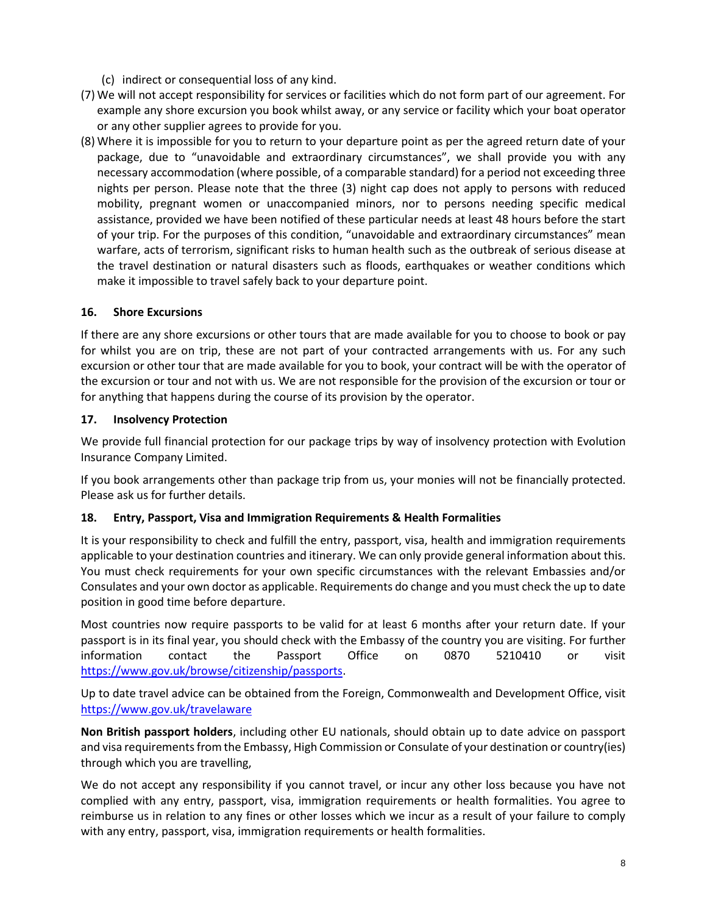(c) indirect or consequential loss of any kind.

(7) We will not accept responsibility for services or facilities which do not form part of our agreement. For example any shore excursion you book whilst away, or any service or facility which your boat operator or any other supplier agrees to provide for you.

(8) Where it is impossible for you to return to your departure point as per the agreed return date of your package, due to "unavoidable and extraordinary circumstances", we shall provide you with any necessary accommodation (where possible, of a comparable standard) for a period not exceeding three nights per person. Please note that the three (3) night cap does not apply to persons with reduced mobility, pregnant women or unaccompanied minors, nor to persons needing specific medical assistance, provided we have been notified of these particular needs at least 48 hours before the start of your trip. For the purposes of this condition, "unavoidable and extraordinary circumstances" mean warfare, acts of terrorism, significant risks to human health such as the outbreak of serious disease at the travel destination or natural disasters such as floods, earthquakes or weather conditions which make it impossible to travel safely back to your departure point.

### 16. Shore Excursions

If there are any shore excursions or other tours that are made available for you to choose to book or pay for whilst you are on trip, these are not part of your contracted arrangements with us. For any such excursion or other tour that are made available for you to book, your contract will be with the operator of the excursion or tour and not with us. We are not responsible for the provision of the excursion or tour or for anything that happens during the course of its provision by the operator.

### 17. Insolvency Protection

We provide full financial protection for our package trips by way of insolvency protection with Evolution Insurance Company Limited.

If you book arrangements other than package trip from us, your monies will not be financially protected. Please ask us for further details.

### 18. Entry, Passport, Visa and Immigration Requirements & Health Formalities

It is your responsibility to check and fulfill the entry, passport, visa, health and immigration requirements applicable to your destination countries and itinerary. We can only provide general information about this. You must check requirements for your own specific circumstances with the relevant Embassies and/or Consulates and your own doctor as applicable. Requirements do change and you must check the up to date position in good time before departure.

Most countries now require passports to be valid for at least 6 months after your return date. If your passport is in its final year, you should check with the Embassy of the country you are visiting. For further information contact the Passport Office on 0870 5210410 or visit https://www.gov.uk/browse/citizenship/passports.

Up to date travel advice can be obtained from the Foreign, Commonwealth and Development Office, visit https://www.gov.uk/travelaware

**Non British passport holders**, including other EU nationals, should obtain up to date advice on passport and visa requirements from the Embassy, High Commission or Consulate of your destination or country(ies) through which you are travelling,

We do not accept any responsibility if you cannot travel, or incur any other loss because you have not complied with any entry, passport, visa, immigration requirements or health formalities. You agree to reimburse us in relation to any fines or other losses which we incur as a result of your failure to comply with any entry, passport, visa, immigration requirements or health formalities.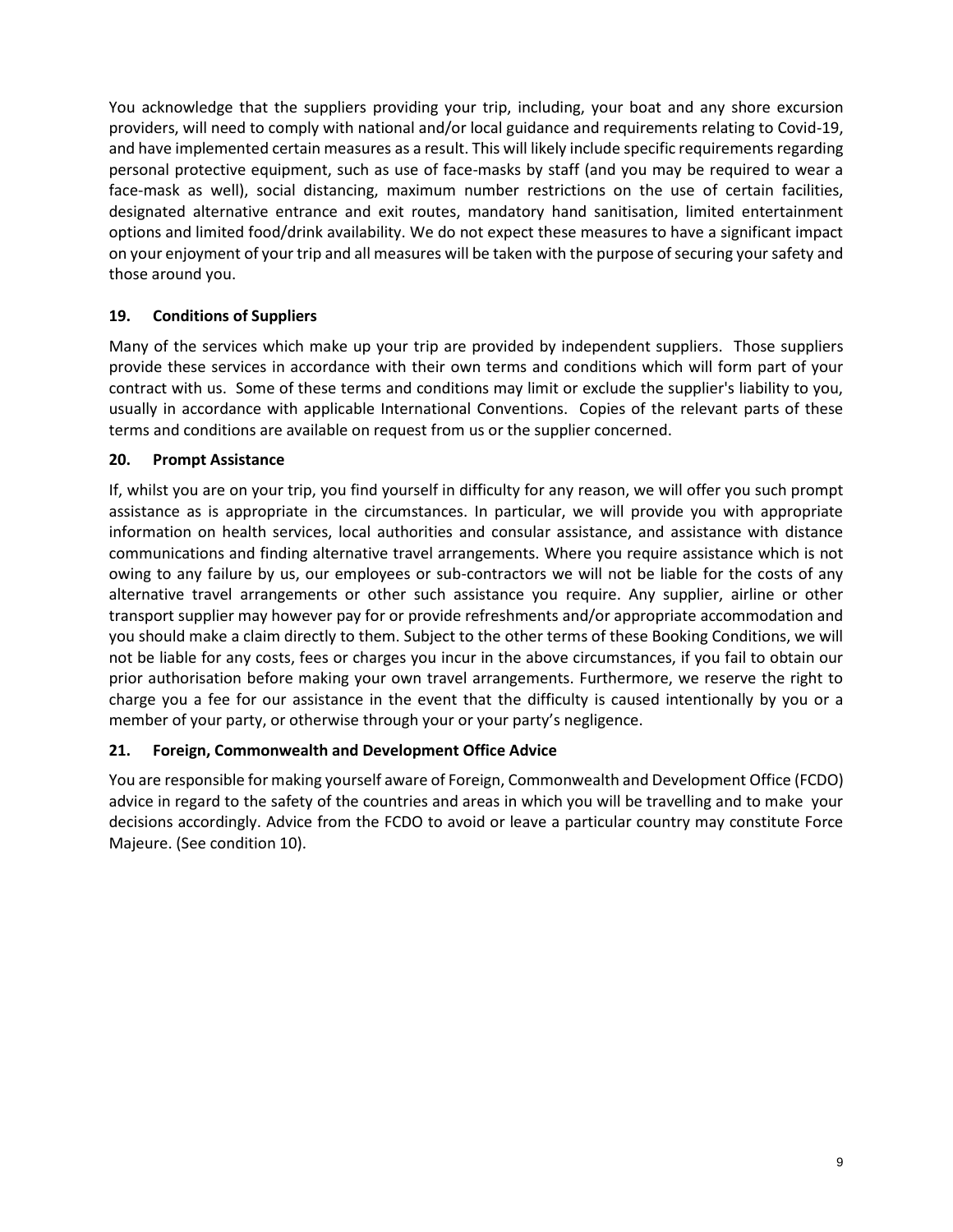You acknowledge that the suppliers providing your trip, including, your boat and any shore excursion providers, will need to comply with national and/or local guidance and requirements relating to Covid-19, and have implemented certain measures as a result. This will likely include specific requirements regarding personal protective equipment, such as use of face-masks by staff (and you may be required to wear a face-mask as well), social distancing, maximum number restrictions on the use of certain facilities, designated alternative entrance and exit routes, mandatory hand sanitisation, limited entertainment options and limited food/drink availability. We do not expect these measures to have a significant impact on your enjoyment of your trip and all measures will be taken with the purpose of securing your safety and those around you.

## 19. Conditions of Suppliers

Many of the services which make up your trip are provided by independent suppliers. Those suppliers provide these services in accordance with their own terms and conditions which will form part of your contract with us. Some of these terms and conditions may limit or exclude the supplier's liability to you, usually in accordance with applicable International Conventions. Copies of the relevant parts of these terms and conditions are available on request from us or the supplier concerned.

## 20. Prompt Assistance

If, whilst you are on your trip, you find yourself in difficulty for any reason, we will offer you such prompt assistance as is appropriate in the circumstances. In particular, we will provide you with appropriate information on health services, local authorities and consular assistance, and assistance with distance communications and finding alternative travel arrangements. Where you require assistance which is not owing to any failure by us, our employees or sub-contractors we will not be liable for the costs of any alternative travel arrangements or other such assistance you require. Any supplier, airline or other transport supplier may however pay for or provide refreshments and/or appropriate accommodation and you should make a claim directly to them. Subject to the other terms of these Booking Conditions, we will not be liable for any costs, fees or charges you incur in the above circumstances, if you fail to obtain our prior authorisation before making your own travel arrangements. Furthermore, we reserve the right to charge you a fee for our assistance in the event that the difficulty is caused intentionally by you or a member of your party, or otherwise through your or your party's negligence.

## 21. Foreign, Commonwealth and Development Office Advice

You are responsible for making yourself aware of Foreign, Commonwealth and Development Office (FCDO) advice in regard to the safety of the countries and areas in which you will be travelling and to make your decisions accordingly. Advice from the FCDO to avoid or leave a particular country may constitute Force Majeure. (See condition 10).